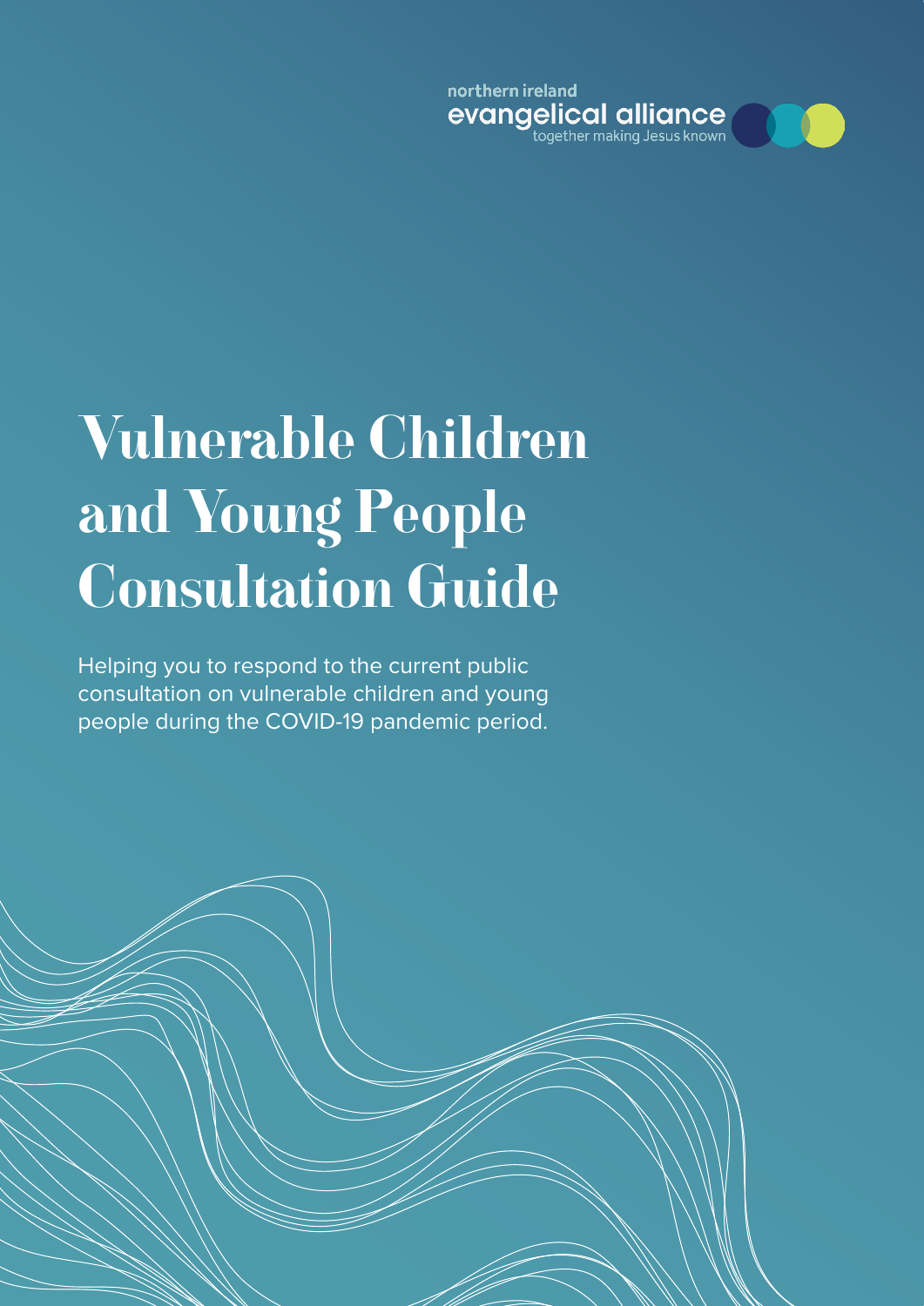northern ireland
evangelical alliance
together making Jesus known

# Vulnerable Children and Young People Consultation Guide

Helping you to respond to the current public consultation on vulnerable children and young people during the COVID-19 pandemic period.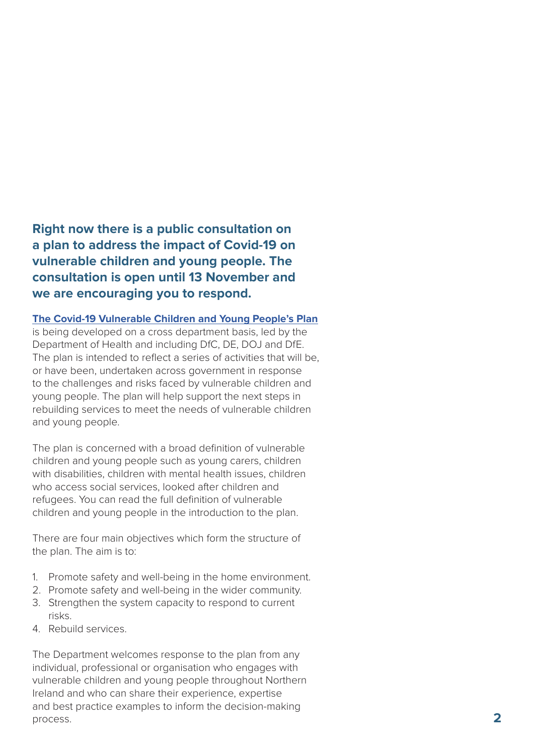**Right now there is a public consultation on a plan to address the impact of Covid-19 on vulnerable children and young people. The consultation is open until 13 November and we are encouraging you to respond.**

**The Covid-19 Vulnerable Children and Young People's Plan** is being developed on a cross department basis, led by the Department of Health and including DfC, DE, DOJ and DfE. The plan is intended to reflect a series of activities that will be, or have been, undertaken across government in response to the challenges and risks faced by vulnerable children and young people. The plan will help support the next steps in rebuilding services to meet the needs of vulnerable children and young people.

The plan is concerned with a broad definition of vulnerable children and young people such as young carers, children with disabilities, children with mental health issues, children who access social services, looked after children and refugees. You can read the full definition of vulnerable children and young people in the introduction to the plan.

There are four main objectives which form the structure of the plan. The aim is to:

1. Promote safety and well-being in the home environment.
2. Promote safety and well-being in the wider community.
3. Strengthen the system capacity to respond to current risks.
4. Rebuild services.

The Department welcomes response to the plan from any individual, professional or organisation who engages with vulnerable children and young people throughout Northern Ireland and who can share their experience, expertise and best practice examples to inform the decision-making process.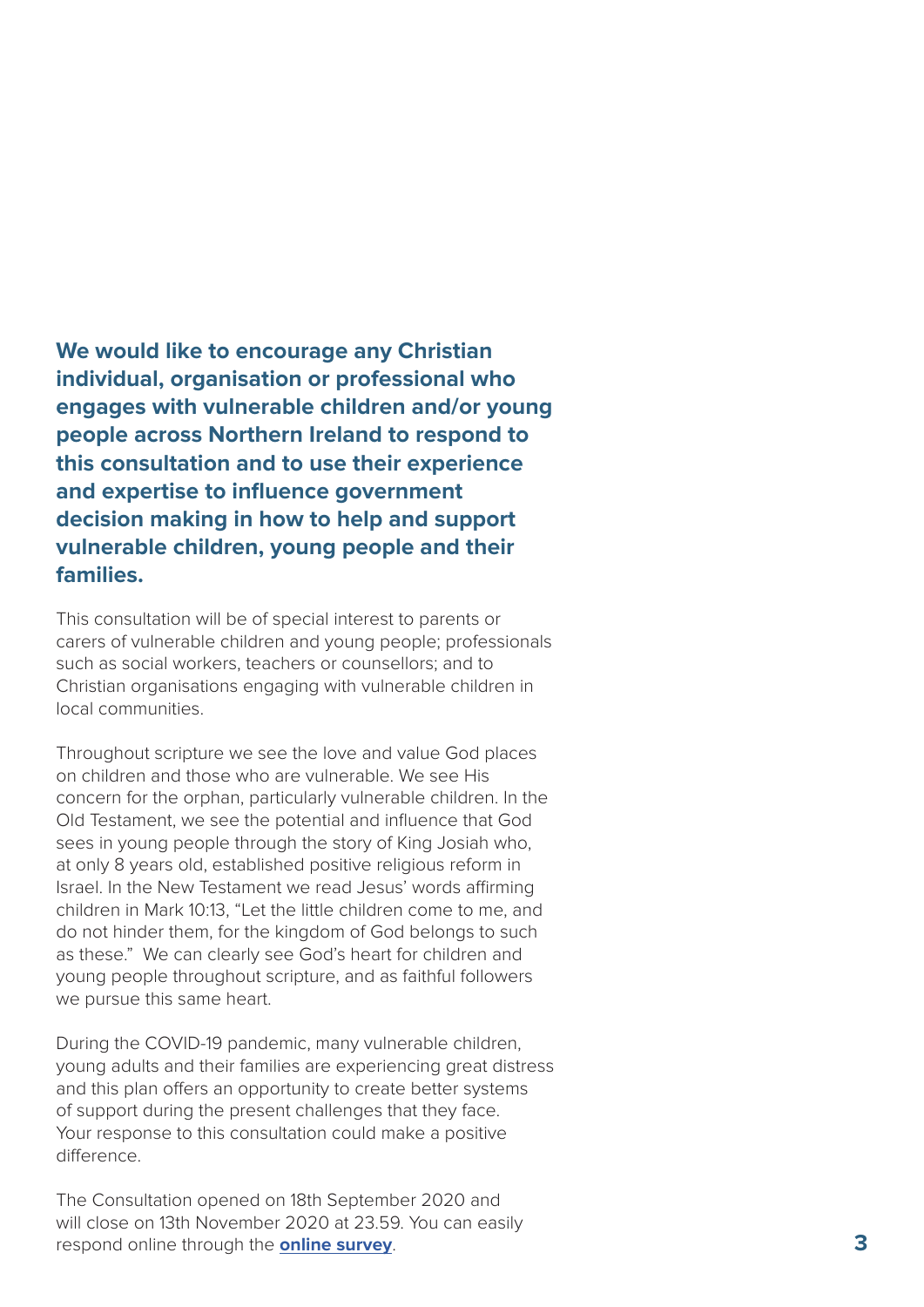**We would like to encourage any Christian individual, organisation or professional who engages with vulnerable children and/or young people across Northern Ireland to respond to this consultation and to use their experience and expertise to influence government decision making in how to help and support vulnerable children, young people and their families.**

This consultation will be of special interest to parents or carers of vulnerable children and young people; professionals such as social workers, teachers or counsellors; and to Christian organisations engaging with vulnerable children in local communities.

Throughout scripture we see the love and value God places on children and those who are vulnerable. We see His concern for the orphan, particularly vulnerable children. In the Old Testament, we see the potential and influence that God sees in young people through the story of King Josiah who, at only 8 years old, established positive religious reform in Israel. In the New Testament we read Jesus' words affirming children in Mark 10:13, "Let the little children come to me, and do not hinder them, for the kingdom of God belongs to such as these." We can clearly see God's heart for children and young people throughout scripture, and as faithful followers we pursue this same heart.

During the COVID-19 pandemic, many vulnerable children, young adults and their families are experiencing great distress and this plan offers an opportunity to create better systems of support during the present challenges that they face. Your response to this consultation could make a positive difference.

The Consultation opened on 18th September 2020 and will close on 13th November 2020 at 23.59. You can easily respond online through the **online survey**.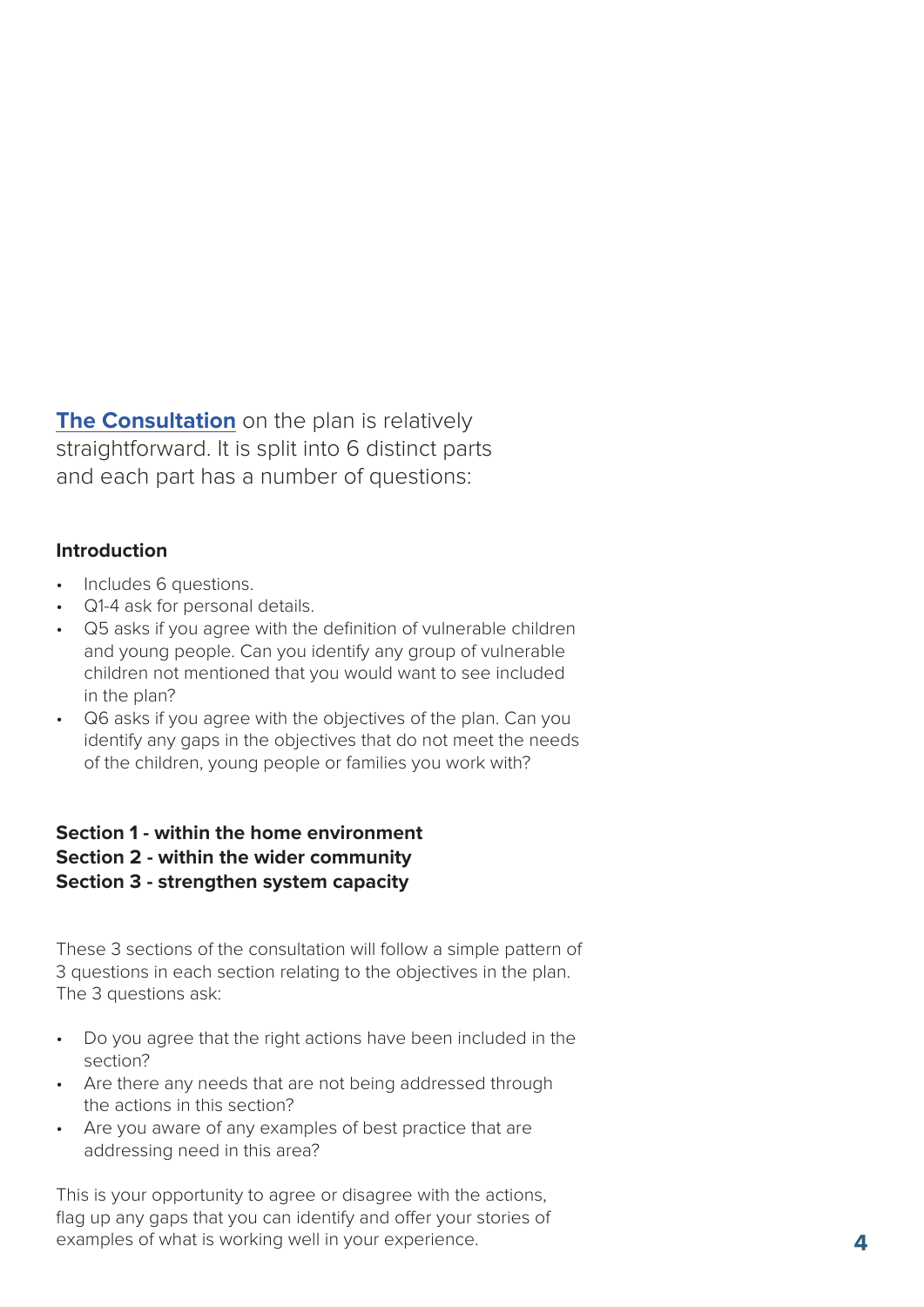**The Consultation** on the plan is relatively straightforward. It is split into 6 distinct parts and each part has a number of questions:

**Introduction**

- Includes 6 questions.
- Q1-4 ask for personal details.
- Q5 asks if you agree with the definition of vulnerable children and young people. Can you identify any group of vulnerable children not mentioned that you would want to see included in the plan?
- Q6 asks if you agree with the objectives of the plan. Can you identify any gaps in the objectives that do not meet the needs of the children, young people or families you work with?

**Section 1 - within the home environment**
**Section 2 - within the wider community**
**Section 3 - strengthen system capacity**

These 3 sections of the consultation will follow a simple pattern of 3 questions in each section relating to the objectives in the plan. The 3 questions ask:

- Do you agree that the right actions have been included in the section?
- Are there any needs that are not being addressed through the actions in this section?
- Are you aware of any examples of best practice that are addressing need in this area?

This is your opportunity to agree or disagree with the actions, flag up any gaps that you can identify and offer your stories of examples of what is working well in your experience.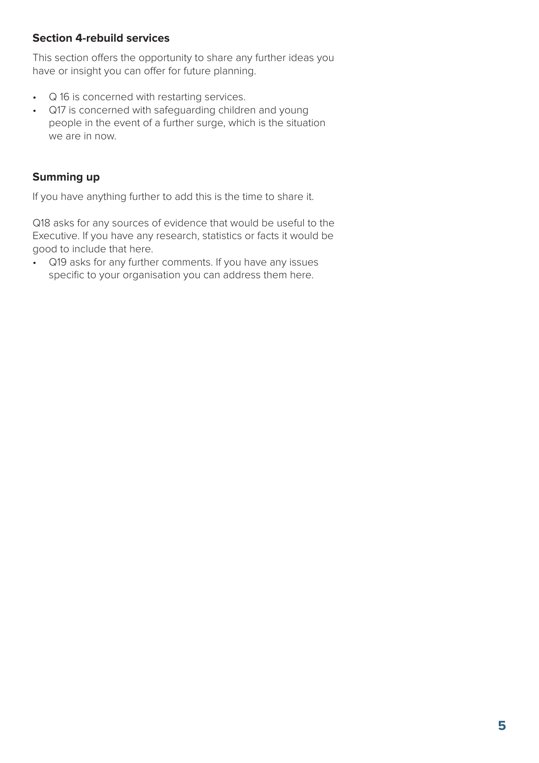**Section 4-rebuild services**

This section offers the opportunity to share any further ideas you have or insight you can offer for future planning.

- Q 16 is concerned with restarting services.
- Q17 is concerned with safeguarding children and young people in the event of a further surge, which is the situation we are in now.

**Summing up**

If you have anything further to add this is the time to share it.

Q18 asks for any sources of evidence that would be useful to the Executive. If you have any research, statistics or facts it would be good to include that here.

- Q19 asks for any further comments. If you have any issues specific to your organisation you can address them here.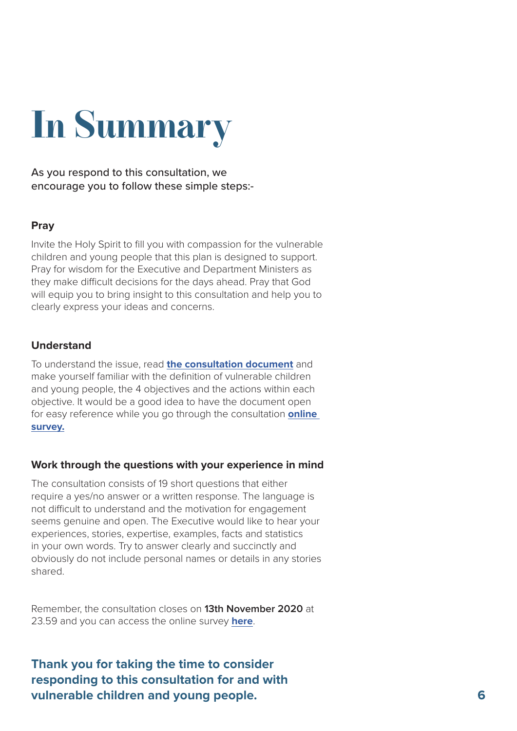# In Summary

As you respond to this consultation, we encourage you to follow these simple steps:-

### Pray

Invite the Holy Spirit to fill you with compassion for the vulnerable children and young people that this plan is designed to support. Pray for wisdom for the Executive and Department Ministers as they make difficult decisions for the days ahead. Pray that God will equip you to bring insight to this consultation and help you to clearly express your ideas and concerns.

### Understand

To understand the issue, read **the consultation document** and make yourself familiar with the definition of vulnerable children and young people, the 4 objectives and the actions within each objective. It would be a good idea to have the document open for easy reference while you go through the consultation **online survey.**

### Work through the questions with your experience in mind

The consultation consists of 19 short questions that either require a yes/no answer or a written response. The language is not difficult to understand and the motivation for engagement seems genuine and open. The Executive would like to hear your experiences, stories, expertise, examples, facts and statistics in your own words. Try to answer clearly and succinctly and obviously do not include personal names or details in any stories shared.

Remember, the consultation closes on **13th November 2020** at 23.59 and you can access the online survey **here**.

**Thank you for taking the time to consider responding to this consultation for and with vulnerable children and young people.**